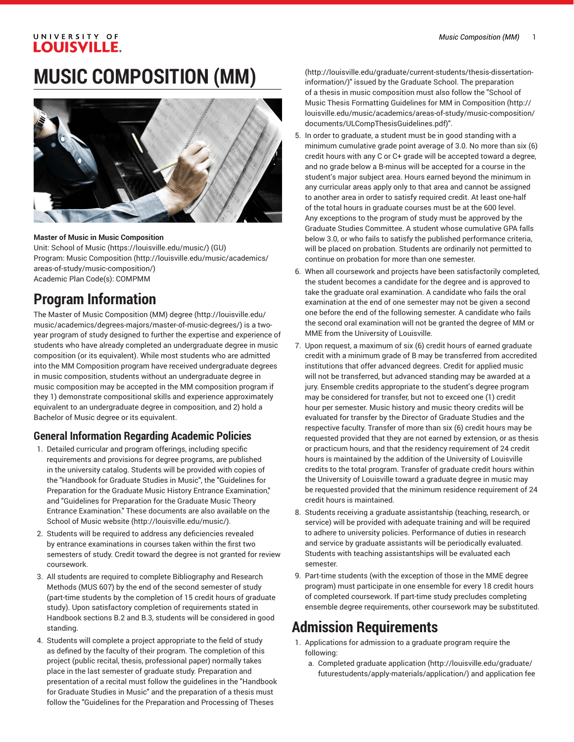# MUSIC COMPOSITION (MM)

**Master of Music in Music Composition**
Unit: School of Music (https://louisville.edu/music/) (GU)
Program: Music Composition (http://louisville.edu/music/academics/areas-of-study/music-composition/)
Academic Plan Code(s): COMPMM

# Program Information

The Master of Music Composition (MM) degree (http://louisville.edu/music/academics/degrees-majors/master-of-music-degrees/) is a two-year program of study designed to further the expertise and experience of students who have already completed an undergraduate degree in music composition (or its equivalent). While most students who are admitted into the MM Composition program have received undergraduate degrees in music composition, students without an undergraduate degree in music composition may be accepted in the MM composition program if they 1) demonstrate compositional skills and experience approximately equivalent to an undergraduate degree in composition, and 2) hold a Bachelor of Music degree or its equivalent.

## General Information Regarding Academic Policies

1. Detailed curricular and program offerings, including specific requirements and provisions for degree programs, are published in the university catalog. Students will be provided with copies of the "Handbook for Graduate Studies in Music", the "Guidelines for Preparation for the Graduate Music History Entrance Examination," and "Guidelines for Preparation for the Graduate Music Theory Entrance Examination." These documents are also available on the School of Music website (http://louisville.edu/music/).
2. Students will be required to address any deficiencies revealed by entrance examinations in courses taken within the first two semesters of study. Credit toward the degree is not granted for review coursework.
3. All students are required to complete Bibliography and Research Methods (MUS 607) by the end of the second semester of study (part-time students by the completion of 15 credit hours of graduate study). Upon satisfactory completion of requirements stated in Handbook sections B.2 and B.3, students will be considered in good standing.
4. Students will complete a project appropriate to the field of study as defined by the faculty of their program. The completion of this project (public recital, thesis, professional paper) normally takes place in the last semester of graduate study. Preparation and presentation of a recital must follow the guidelines in the "Handbook for Graduate Studies in Music" and the preparation of a thesis must follow the "Guidelines for the Preparation and Processing of Theses (http://louisville.edu/graduate/current-students/thesis-dissertation-information/)" issued by the Graduate School. The preparation of a thesis in music composition must also follow the "School of Music Thesis Formatting Guidelines for MM in Composition (http://louisville.edu/music/academics/areas-of-study/music-composition/documents/ULCompThesisGuidelines.pdf)".
5. In order to graduate, a student must be in good standing with a minimum cumulative grade point average of 3.0. No more than six (6) credit hours with any C or C+ grade will be accepted toward a degree, and no grade below a B-minus will be accepted for a course in the student's major subject area. Hours earned beyond the minimum in any curricular areas apply only to that area and cannot be assigned to another area in order to satisfy required credit. At least one-half of the total hours in graduate courses must be at the 600 level. Any exceptions to the program of study must be approved by the Graduate Studies Committee. A student whose cumulative GPA falls below 3.0, or who fails to satisfy the published performance criteria, will be placed on probation. Students are ordinarily not permitted to continue on probation for more than one semester.
6. When all coursework and projects have been satisfactorily completed, the student becomes a candidate for the degree and is approved to take the graduate oral examination. A candidate who fails the oral examination at the end of one semester may not be given a second one before the end of the following semester. A candidate who fails the second oral examination will not be granted the degree of MM or MME from the University of Louisville.
7. Upon request, a maximum of six (6) credit hours of earned graduate credit with a minimum grade of B may be transferred from accredited institutions that offer advanced degrees. Credit for applied music will not be transferred, but advanced standing may be awarded at a jury. Ensemble credits appropriate to the student's degree program may be considered for transfer, but not to exceed one (1) credit hour per semester. Music history and music theory credits will be evaluated for transfer by the Director of Graduate Studies and the respective faculty. Transfer of more than six (6) credit hours may be requested provided that they are not earned by extension, or as thesis or practicum hours, and that the residency requirement of 24 credit hours is maintained by the addition of the University of Louisville credits to the total program. Transfer of graduate credit hours within the University of Louisville toward a graduate degree in music may be requested provided that the minimum residence requirement of 24 credit hours is maintained.
8. Students receiving a graduate assistantship (teaching, research, or service) will be provided with adequate training and will be required to adhere to university policies. Performance of duties in research and service by graduate assistants will be periodically evaluated. Students with teaching assistantships will be evaluated each semester.
9. Part-time students (with the exception of those in the MME degree program) must participate in one ensemble for every 18 credit hours of completed coursework. If part-time study precludes completing ensemble degree requirements, other coursework may be substituted.

# Admission Requirements

1. Applications for admission to a graduate program require the following:
    a. Completed graduate application (http://louisville.edu/graduate/futurestudents/apply-materials/application/) and application fee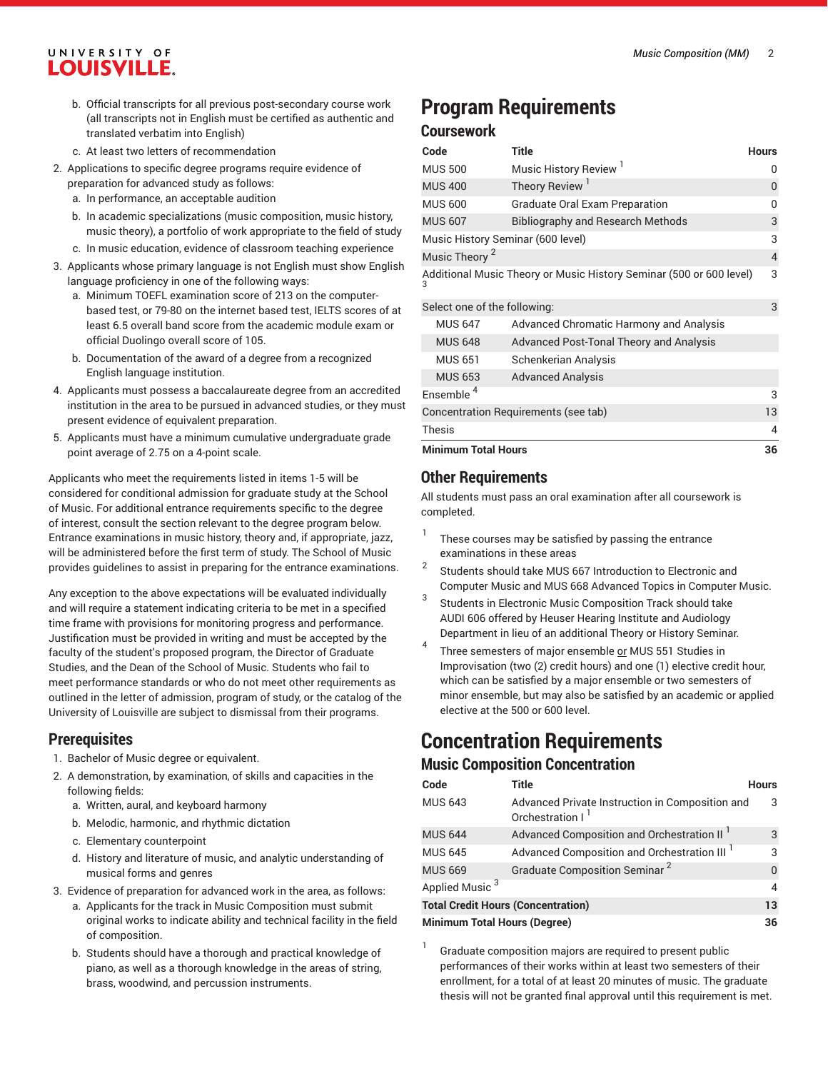b. Official transcripts for all previous post-secondary course work (all transcripts not in English must be certified as authentic and translated verbatim into English)
c. At least two letters of recommendation

2. Applications to specific degree programs require evidence of preparation for advanced study as follows:
   a. In performance, an acceptable audition
   b. In academic specializations (music composition, music history, music theory), a portfolio of work appropriate to the field of study
   c. In music education, evidence of classroom teaching experience
3. Applicants whose primary language is not English must show English language proficiency in one of the following ways:
   a. Minimum TOEFL examination score of 213 on the computer-based test, or 79-80 on the internet based test, IELTS scores of at least 6.5 overall band score from the academic module exam or official Duolingo overall score of 105.
   b. Documentation of the award of a degree from a recognized English language institution.
4. Applicants must possess a baccalaureate degree from an accredited institution in the area to be pursued in advanced studies, or they must present evidence of equivalent preparation.
5. Applicants must have a minimum cumulative undergraduate grade point average of 2.75 on a 4-point scale.

Applicants who meet the requirements listed in items 1-5 will be considered for conditional admission for graduate study at the School of Music. For additional entrance requirements specific to the degree of interest, consult the section relevant to the degree program below. Entrance examinations in music history, theory and, if appropriate, jazz, will be administered before the first term of study. The School of Music provides guidelines to assist in preparing for the entrance examinations.

Any exception to the above expectations will be evaluated individually and will require a statement indicating criteria to be met in a specified time frame with provisions for monitoring progress and performance. Justification must be provided in writing and must be accepted by the faculty of the student's proposed program, the Director of Graduate Studies, and the Dean of the School of Music. Students who fail to meet performance standards or who do not meet other requirements as outlined in the letter of admission, program of study, or the catalog of the University of Louisville are subject to dismissal from their programs.

## Prerequisites

1. Bachelor of Music degree or equivalent.
2. A demonstration, by examination, of skills and capacities in the following fields:
   a. Written, aural, and keyboard harmony
   b. Melodic, harmonic, and rhythmic dictation
   c. Elementary counterpoint
   d. History and literature of music, and analytic understanding of musical forms and genres
3. Evidence of preparation for advanced work in the area, as follows:
   a. Applicants for the track in Music Composition must submit original works to indicate ability and technical facility in the field of composition.
   b. Students should have a thorough and practical knowledge of piano, as well as a thorough knowledge in the areas of string, brass, woodwind, and percussion instruments.

# Program Requirements

## Coursework

| Code | Title | Hours |
|---|---|---|
| MUS 500 | Music History Review [1] | 0 |
| MUS 400 | Theory Review [1] | 0 |
| MUS 600 | Graduate Oral Exam Preparation | 0 |
| MUS 607 | Bibliography and Research Methods | 3 |
| Music History Seminar (600 level) | | 3 |
| Music Theory [2] | | 4 |
| Additional Music Theory or Music History Seminar (500 or 600 level) [3] | | 3 |
| Select one of the following: | | 3 |
| MUS 647 | Advanced Chromatic Harmony and Analysis | |
| MUS 648 | Advanced Post-Tonal Theory and Analysis | |
| MUS 651 | Schenkerian Analysis | |
| MUS 653 | Advanced Analysis | |
| Ensemble [4] | | 3 |
| Concentration Requirements (see tab) | | 13 |
| Thesis | | 4 |
| **Minimum Total Hours** | | **36** |

## Other Requirements

All students must pass an oral examination after all coursework is completed.

1. These courses may be satisfied by passing the entrance examinations in these areas
2. Students should take MUS 667 Introduction to Electronic and Computer Music and MUS 668 Advanced Topics in Computer Music.
3. Students in Electronic Music Composition Track should take AUDI 606 offered by Heuser Hearing Institute and Audiology Department in lieu of an additional Theory or History Seminar.
4. Three semesters of major ensemble or MUS 551 Studies in Improvisation (two (2) credit hours) and one (1) elective credit hour, which can be satisfied by a major ensemble or two semesters of minor ensemble, but may also be satisfied by an academic or applied elective at the 500 or 600 level.

# Concentration Requirements

## Music Composition Concentration

| Code | Title | Hours |
|---|---|---|
| MUS 643 | Advanced Private Instruction in Composition and Orchestration I [1] | 3 |
| MUS 644 | Advanced Composition and Orchestration II [1] | 3 |
| MUS 645 | Advanced Composition and Orchestration III [1] | 3 |
| MUS 669 | Graduate Composition Seminar [2] | 0 |
| Applied Music [3] | | 4 |
| **Total Credit Hours (Concentration)** | | **13** |
| **Minimum Total Hours (Degree)** | | **36** |

1. Graduate composition majors are required to present public performances of their works within at least two semesters of their enrollment, for a total of at least 20 minutes of music. The graduate thesis will not be granted final approval until this requirement is met.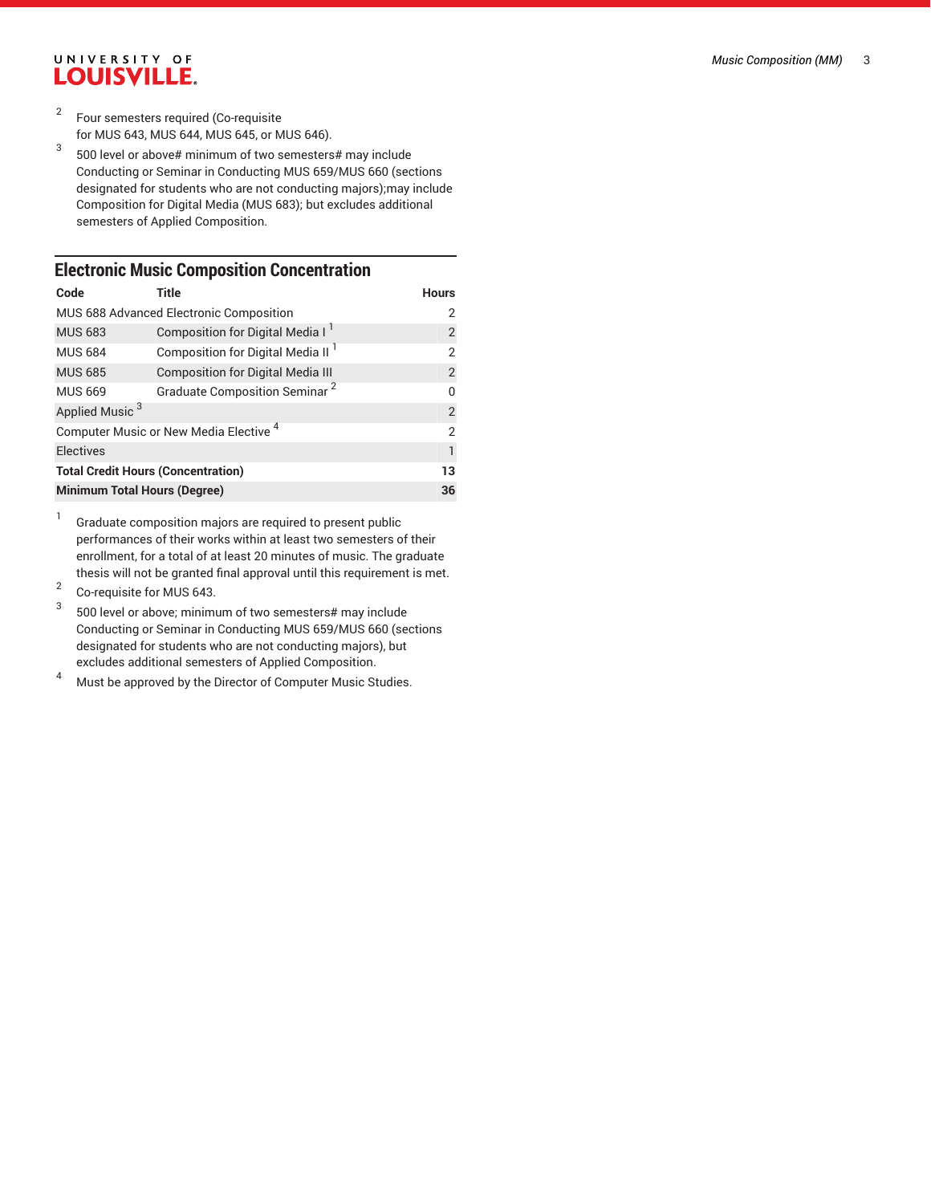2. Four semesters required (Co-requisite for MUS 643, MUS 644, MUS 645, or MUS 646).
3. 500 level or above# minimum of two semesters# may include Conducting or Seminar in Conducting MUS 659/MUS 660 (sections designated for students who are not conducting majors);may include Composition for Digital Media (MUS 683); but excludes additional semesters of Applied Composition.

## Electronic Music Composition Concentration

| Code | Title | Hours |
|---|---|---|
| MUS 688 Advanced Electronic Composition | | 2 |
| MUS 683 | Composition for Digital Media I [1] | 2 |
| MUS 684 | Composition for Digital Media II [1] | 2 |
| MUS 685 | Composition for Digital Media III | 2 |
| MUS 669 | Graduate Composition Seminar [2] | 0 |
| Applied Music [3] | | 2 |
| Computer Music or New Media Elective [4] | | 2 |
| Electives | | 1 |
| **Total Credit Hours (Concentration)** | | **13** |
| **Minimum Total Hours (Degree)** | | **36** |

1. Graduate composition majors are required to present public performances of their works within at least two semesters of their enrollment, for a total of at least 20 minutes of music. The graduate thesis will not be granted final approval until this requirement is met.
2. Co-requisite for MUS 643.
3. 500 level or above; minimum of two semesters# may include Conducting or Seminar in Conducting MUS 659/MUS 660 (sections designated for students who are not conducting majors), but excludes additional semesters of Applied Composition.
4. Must be approved by the Director of Computer Music Studies.